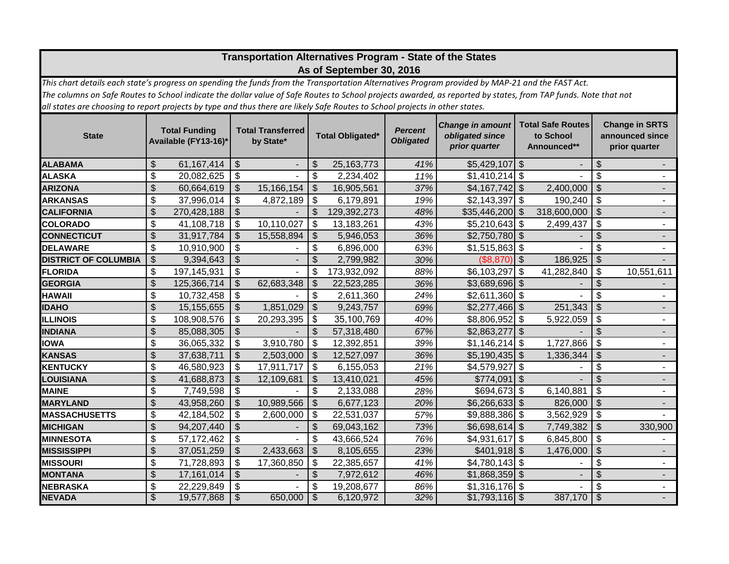# Transportation Alternatives Program - State of the States
## As of September 30, 2016

*This chart details each state's progress on spending the funds from the Transportation Alternatives Program provided by MAP-21 and the FAST Act. The columns on Safe Routes to School indicate the dollar value of Safe Routes to School projects awarded, as reported by states, from TAP funds. Note that not all states are choosing to report projects by type and thus there are likely Safe Routes to School projects in other states.*

| State | Total Funding Available (FY13-16)* | Total Transferred by State* | Total Obligated* | *Percent Obligated* | *Change in amount obligated since prior quarter* | Total Safe Routes to School Announced** | Change in SRTS announced since prior quarter |
|---|---|---|---|---|---|---|---|
| **ALABAMA** | $ 61,167,414 | $ - | $ 25,163,773 | *41%* | $5,429,107 | $ - | $ - |
| **ALASKA** | $ 20,082,625 | $ - | $ 2,234,402 | *11%* | $1,410,214 | $ - | $ - |
| **ARIZONA** | $ 60,664,619 | $ 15,166,154 | $ 16,905,561 | *37%* | $4,167,742 | $ 2,400,000 | $ - |
| **ARKANSAS** | $ 37,996,014 | $ 4,872,189 | $ 6,179,891 | *19%* | $2,143,397 | $ 190,240 | $ - |
| **CALIFORNIA** | $ 270,428,188 | $ - | $ 129,392,273 | *48%* | $35,446,200 | $ 318,600,000 | $ - |
| **COLORADO** | $ 41,108,718 | $ 10,110,027 | $ 13,183,261 | *43%* | $5,210,643 | $ 2,499,437 | $ - |
| **CONNECTICUT** | $ 31,917,784 | $ 15,558,894 | $ 5,946,053 | *36%* | $2,750,780 | $ - | $ - |
| **DELAWARE** | $ 10,910,900 | $ - | $ 6,896,000 | *63%* | $1,515,863 | $ - | $ - |
| **DISTRICT OF COLUMBIA** | $ 9,394,643 | $ - | $ 2,799,982 | *30%* | ($8,870) | $ 186,925 | $ - |
| **FLORIDA** | $ 197,145,931 | $ - | $ 173,932,092 | *88%* | $6,103,297 | $ 41,282,840 | $ 10,551,611 |
| **GEORGIA** | $ 125,366,714 | $ 62,683,348 | $ 22,523,285 | *36%* | $3,689,696 | $ - | $ - |
| **HAWAII** | $ 10,732,458 | $ - | $ 2,611,360 | *24%* | $2,611,360 | $ - | $ - |
| **IDAHO** | $ 15,155,655 | $ 1,851,029 | $ 9,243,757 | *69%* | $2,277,466 | $ 251,343 | $ - |
| **ILLINOIS** | $ 108,908,576 | $ 20,293,395 | $ 35,100,769 | *40%* | $8,806,952 | $ 5,922,059 | $ - |
| **INDIANA** | $ 85,088,305 | $ - | $ 57,318,480 | *67%* | $2,863,277 | $ - | $ - |
| **IOWA** | $ 36,065,332 | $ 3,910,780 | $ 12,392,851 | *39%* | $1,146,214 | $ 1,727,866 | $ - |
| **KANSAS** | $ 37,638,711 | $ 2,503,000 | $ 12,527,097 | *36%* | $5,190,435 | $ 1,336,344 | $ - |
| **KENTUCKY** | $ 46,580,923 | $ 17,911,717 | $ 6,155,053 | *21%* | $4,579,927 | $ - | $ - |
| **LOUISIANA** | $ 41,688,873 | $ 12,109,681 | $ 13,410,021 | *45%* | $774,091 | $ - | $ - |
| **MAINE** | $ 7,749,598 | $ - | $ 2,133,088 | *28%* | $694,673 | $ 6,140,881 | $ - |
| **MARYLAND** | $ 43,958,260 | $ 10,989,566 | $ 6,677,123 | *20%* | $6,266,633 | $ 826,000 | $ - |
| **MASSACHUSETTS** | $ 42,184,502 | $ 2,600,000 | $ 22,531,037 | *57%* | $9,888,386 | $ 3,562,929 | $ - |
| **MICHIGAN** | $ 94,207,440 | $ - | $ 69,043,162 | *73%* | $6,698,614 | $ 7,749,382 | $ 330,900 |
| **MINNESOTA** | $ 57,172,462 | $ - | $ 43,666,524 | *76%* | $4,931,617 | $ 6,845,800 | $ - |
| **MISSISSIPPI** | $ 37,051,259 | $ 2,433,663 | $ 8,105,655 | *23%* | $401,918 | $ 1,476,000 | $ - |
| **MISSOURI** | $ 71,728,893 | $ 17,360,850 | $ 22,385,657 | *41%* | $4,780,143 | $ - | $ - |
| **MONTANA** | $ 17,161,014 | $ - | $ 7,972,612 | *46%* | $1,868,359 | $ - | $ - |
| **NEBRASKA** | $ 22,229,849 | $ - | $ 19,208,677 | *86%* | $1,316,176 | $ - | $ - |
| **NEVADA** | $ 19,577,868 | $ 650,000 | $ 6,120,972 | *32%* | $1,793,116 | $ 387,170 | $ - |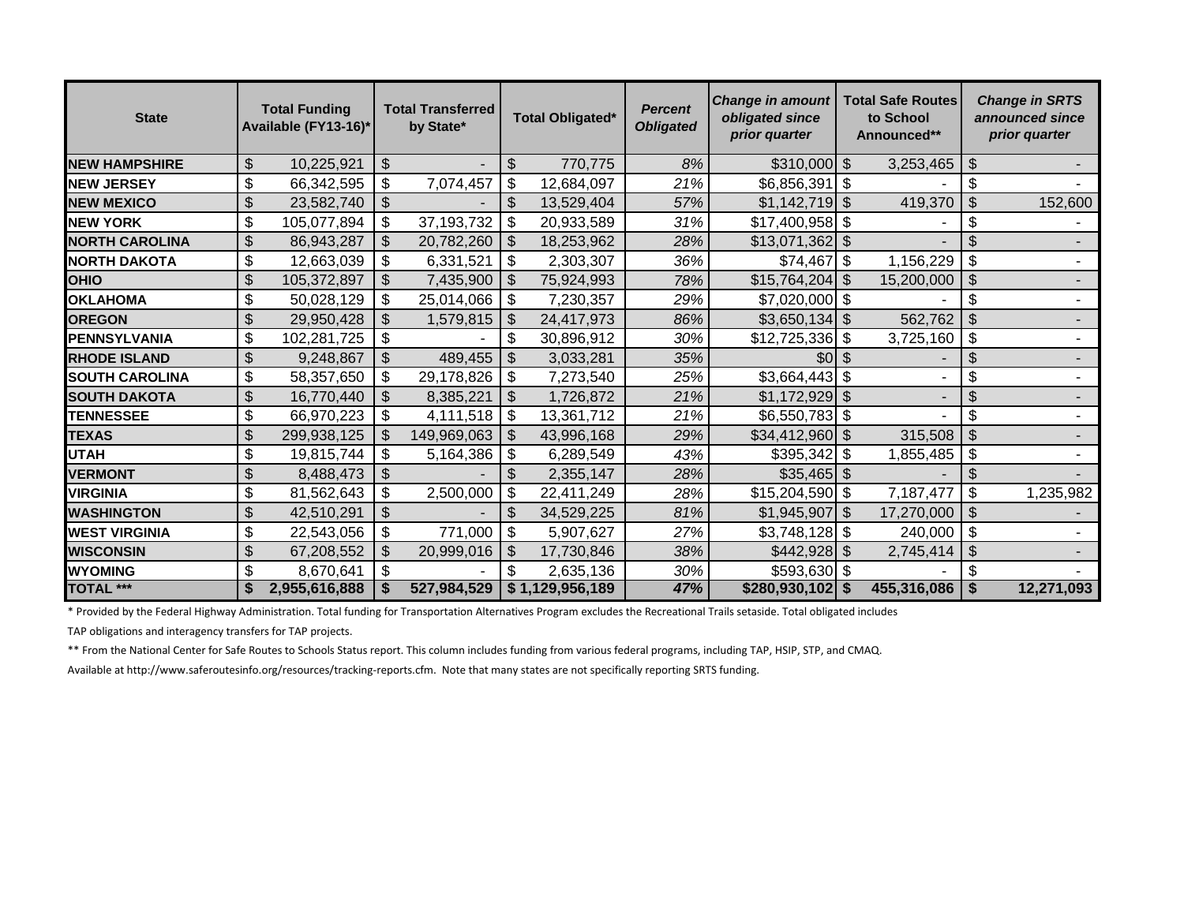| State | Total Funding Available (FY13-16)* | Total Transferred by State* | Total Obligated* | *Percent Obligated* | *Change in amount obligated since prior quarter* | Total Safe Routes to School Announced** | *Change in SRTS announced since prior quarter* |
|---|---|---|---|---|---|---|---|
| NEW HAMPSHIRE | $ 10,225,921 | $ - | $ 770,775 | 8% | $310,000 | $ 3,253,465 | $ - |
| NEW JERSEY | $ 66,342,595 | $ 7,074,457 | $ 12,684,097 | 21% | $6,856,391 | $ - | $ - |
| NEW MEXICO | $ 23,582,740 | $ - | $ 13,529,404 | 57% | $1,142,719 | $ 419,370 | $ 152,600 |
| NEW YORK | $ 105,077,894 | $ 37,193,732 | $ 20,933,589 | 31% | $17,400,958 | $ - | $ - |
| NORTH CAROLINA | $ 86,943,287 | $ 20,782,260 | $ 18,253,962 | 28% | $13,071,362 | $ - | $ - |
| NORTH DAKOTA | $ 12,663,039 | $ 6,331,521 | $ 2,303,307 | 36% | $74,467 | $ 1,156,229 | $ - |
| OHIO | $ 105,372,897 | $ 7,435,900 | $ 75,924,993 | 78% | $15,764,204 | $ 15,200,000 | $ - |
| OKLAHOMA | $ 50,028,129 | $ 25,014,066 | $ 7,230,357 | 29% | $7,020,000 | $ - | $ - |
| OREGON | $ 29,950,428 | $ 1,579,815 | $ 24,417,973 | 86% | $3,650,134 | $ 562,762 | $ - |
| PENNSYLVANIA | $ 102,281,725 | $ - | $ 30,896,912 | 30% | $12,725,336 | $ 3,725,160 | $ - |
| RHODE ISLAND | $ 9,248,867 | $ 489,455 | $ 3,033,281 | 35% | $0 | $ - | $ - |
| SOUTH CAROLINA | $ 58,357,650 | $ 29,178,826 | $ 7,273,540 | 25% | $3,664,443 | $ - | $ - |
| SOUTH DAKOTA | $ 16,770,440 | $ 8,385,221 | $ 1,726,872 | 21% | $1,172,929 | $ - | $ - |
| TENNESSEE | $ 66,970,223 | $ 4,111,518 | $ 13,361,712 | 21% | $6,550,783 | $ - | $ - |
| TEXAS | $ 299,938,125 | $ 149,969,063 | $ 43,996,168 | 29% | $34,412,960 | $ 315,508 | $ - |
| UTAH | $ 19,815,744 | $ 5,164,386 | $ 6,289,549 | 43% | $395,342 | $ 1,855,485 | $ - |
| VERMONT | $ 8,488,473 | $ - | $ 2,355,147 | 28% | $35,465 | $ - | $ - |
| VIRGINIA | $ 81,562,643 | $ 2,500,000 | $ 22,411,249 | 28% | $15,204,590 | $ 7,187,477 | $ 1,235,982 |
| WASHINGTON | $ 42,510,291 | $ - | $ 34,529,225 | 81% | $1,945,907 | $ 17,270,000 | $ - |
| WEST VIRGINIA | $ 22,543,056 | $ 771,000 | $ 5,907,627 | 27% | $3,748,128 | $ 240,000 | $ - |
| WISCONSIN | $ 67,208,552 | $ 20,999,016 | $ 17,730,846 | 38% | $442,928 | $ 2,745,414 | $ - |
| WYOMING | $ 8,670,641 | $ - | $ 2,635,136 | 30% | $593,630 | $ - | $ - |
| **TOTAL *** | **$ 2,955,616,888** | **$ 527,984,529** | **$ 1,129,956,189** | ***47%*** | **$280,930,102** | **$ 455,316,086** | **$ 12,271,093** |

* Provided by the Federal Highway Administration. Total funding for Transportation Alternatives Program excludes the Recreational Trails setaside. Total obligated includes TAP obligations and interagency transfers for TAP projects.

** From the National Center for Safe Routes to Schools Status report. This column includes funding from various federal programs, including TAP, HSIP, STP, and CMAQ. Available at http://www.saferoutesinfo.org/resources/tracking-reports.cfm. Note that many states are not specifically reporting SRTS funding.